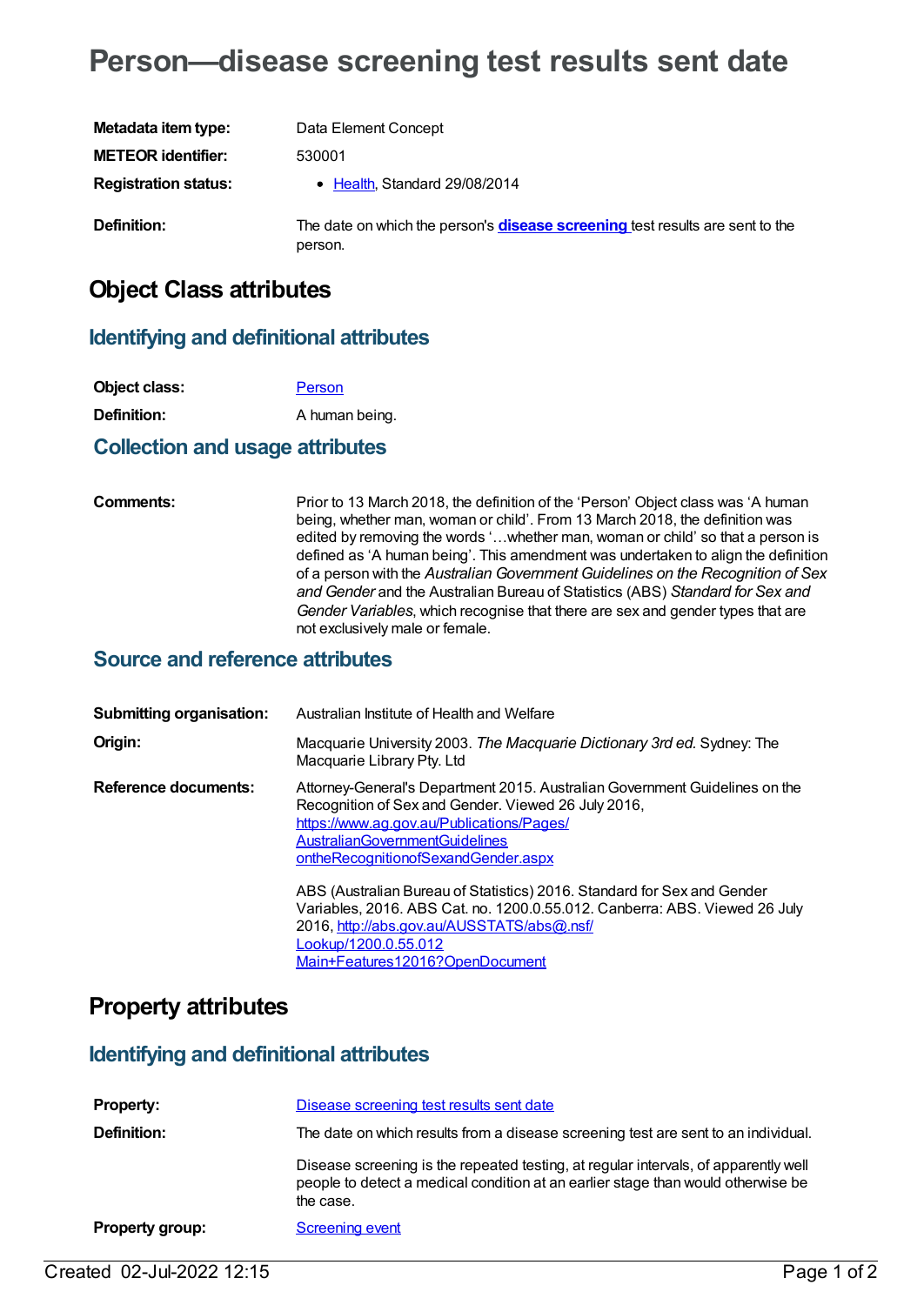# Person—disease screening test results sent date

| | |
|---|---|
| **Metadata item type:** | Data Element Concept |
| **METEOR identifier:** | 530001 |
| **Registration status:** | • Health, Standard 29/08/2014 |
| **Definition:** | The date on which the person's **disease screening** test results are sent to the person. |

## Object Class attributes

### Identifying and definitional attributes

| | |
|---|---|
| **Object class:** | Person |
| **Definition:** | A human being. |

### Collection and usage attributes

| | |
|---|---|
| **Comments:** | Prior to 13 March 2018, the definition of the 'Person' Object class was 'A human being, whether man, woman or child'. From 13 March 2018, the definition was edited by removing the words '…whether man, woman or child' so that a person is defined as 'A human being'. This amendment was undertaken to align the definition of a person with the *Australian Government Guidelines on the Recognition of Sex and Gender* and the Australian Bureau of Statistics (ABS) *Standard for Sex and Gender Variables*, which recognise that there are sex and gender types that are not exclusively male or female. |

### Source and reference attributes

| | |
|---|---|
| **Submitting organisation:** | Australian Institute of Health and Welfare |
| **Origin:** | Macquarie University 2003. *The Macquarie Dictionary 3rd ed.* Sydney: The Macquarie Library Pty. Ltd |
| **Reference documents:** | Attorney-General's Department 2015. Australian Government Guidelines on the Recognition of Sex and Gender. Viewed 26 July 2016, https://www.ag.gov.au/Publications/Pages/AustralianGovernmentGuidelinesontheRecognitionofSexandGender.aspx<br><br>ABS (Australian Bureau of Statistics) 2016. Standard for Sex and Gender Variables, 2016. ABS Cat. no. 1200.0.55.012. Canberra: ABS. Viewed 26 July 2016, http://abs.gov.au/AUSSTATS/abs@.nsf/Lookup/1200.0.55.012Main+Features12016?OpenDocument |

## Property attributes

### Identifying and definitional attributes

| | |
|---|---|
| **Property:** | Disease screening test results sent date |
| **Definition:** | The date on which results from a disease screening test are sent to an individual.<br><br>Disease screening is the repeated testing, at regular intervals, of apparently well people to detect a medical condition at an earlier stage than would otherwise be the case. |
| **Property group:** | Screening event |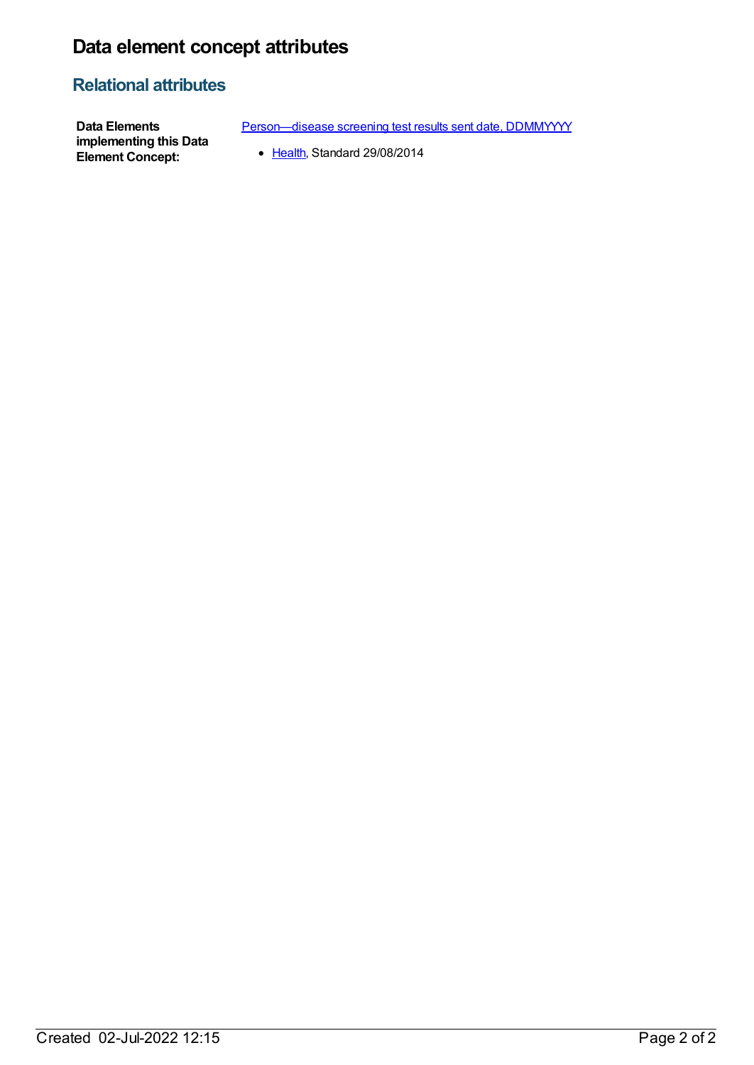# Data element concept attributes

## Relational attributes

| | |
|---|---|
| **Data Elements implementing this Data Element Concept:** | Person—disease screening test results sent date, DDMMYYYY<br>• Health, Standard 29/08/2014 |